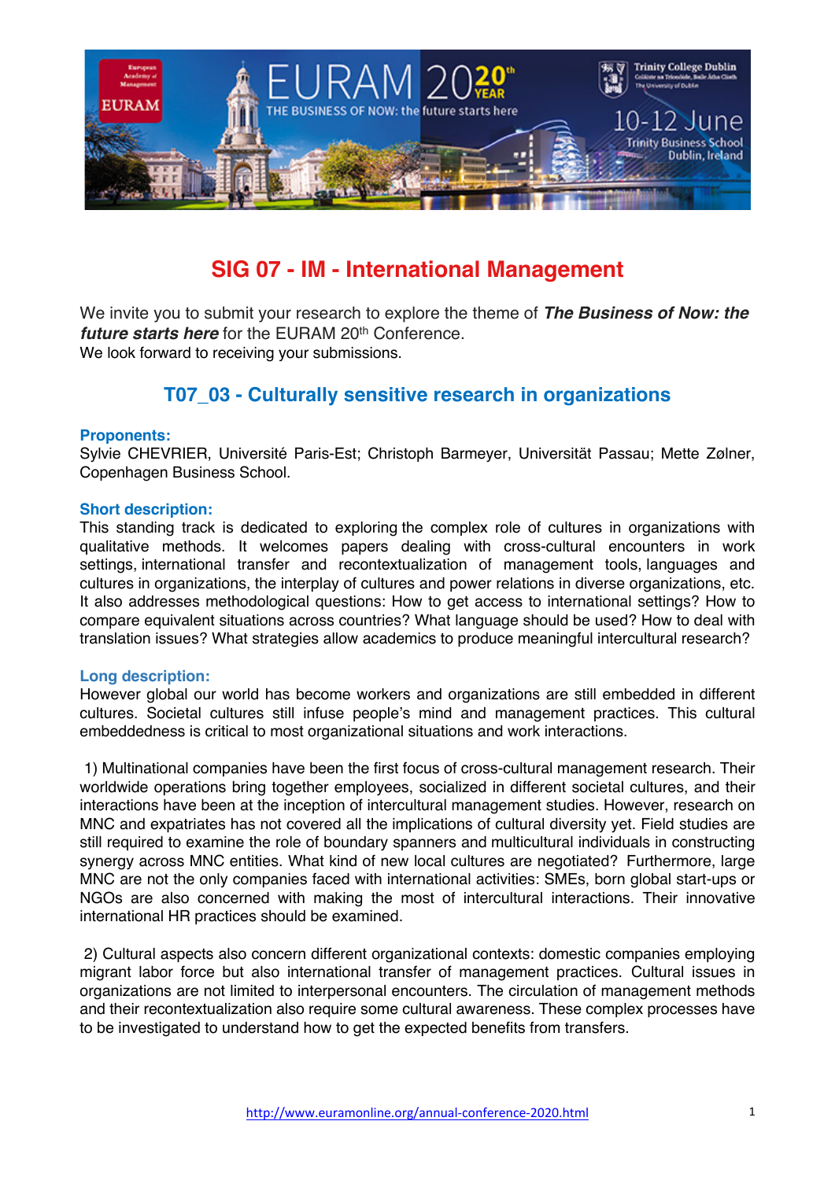# SIG 07 - IM - International Management

We invite you to submit your research to explore the theme of ***The Business of Now: the future starts here*** for the EURAM 20th Conference.
We look forward to receiving your submissions.

## T07_03 - Culturally sensitive research in organizations

### Proponents:

Sylvie CHEVRIER, Université Paris-Est; Christoph Barmeyer, Universität Passau; Mette Zølner, Copenhagen Business School.

### Short description:

This standing track is dedicated to exploring the complex role of cultures in organizations with qualitative methods. It welcomes papers dealing with cross-cultural encounters in work settings, international transfer and recontextualization of management tools, languages and cultures in organizations, the interplay of cultures and power relations in diverse organizations, etc. It also addresses methodological questions: How to get access to international settings? How to compare equivalent situations across countries? What language should be used? How to deal with translation issues? What strategies allow academics to produce meaningful intercultural research?

### Long description:

However global our world has become workers and organizations are still embedded in different cultures. Societal cultures still infuse people's mind and management practices. This cultural embeddedness is critical to most organizational situations and work interactions.

1) Multinational companies have been the first focus of cross-cultural management research. Their worldwide operations bring together employees, socialized in different societal cultures, and their interactions have been at the inception of intercultural management studies. However, research on MNC and expatriates has not covered all the implications of cultural diversity yet. Field studies are still required to examine the role of boundary spanners and multicultural individuals in constructing synergy across MNC entities. What kind of new local cultures are negotiated? Furthermore, large MNC are not the only companies faced with international activities: SMEs, born global start-ups or NGOs are also concerned with making the most of intercultural interactions. Their innovative international HR practices should be examined.

2) Cultural aspects also concern different organizational contexts: domestic companies employing migrant labor force but also international transfer of management practices. Cultural issues in organizations are not limited to interpersonal encounters. The circulation of management methods and their recontextualization also require some cultural awareness. These complex processes have to be investigated to understand how to get the expected benefits from transfers.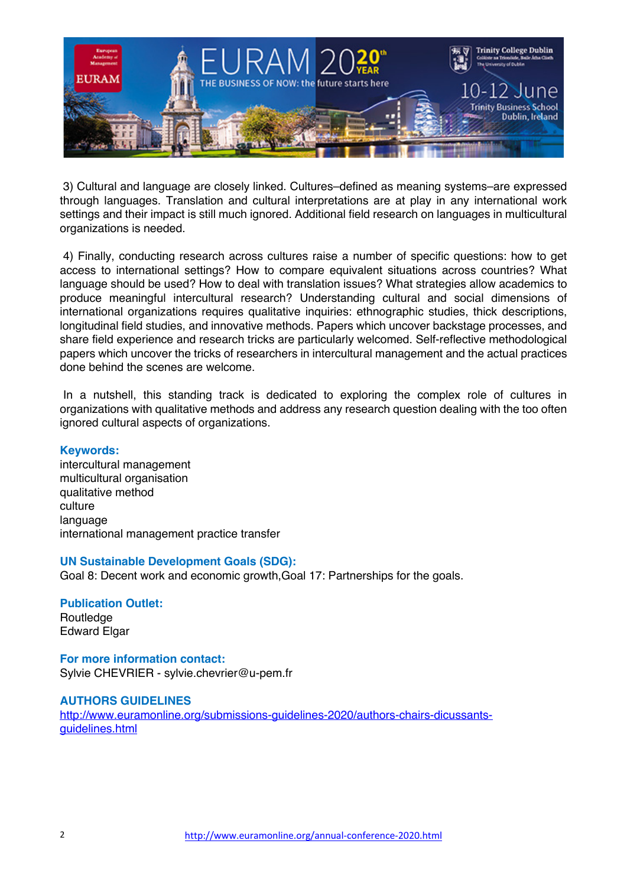3) Cultural and language are closely linked. Cultures–defined as meaning systems–are expressed through languages. Translation and cultural interpretations are at play in any international work settings and their impact is still much ignored. Additional field research on languages in multicultural organizations is needed.

4) Finally, conducting research across cultures raise a number of specific questions: how to get access to international settings? How to compare equivalent situations across countries? What language should be used? How to deal with translation issues? What strategies allow academics to produce meaningful intercultural research? Understanding cultural and social dimensions of international organizations requires qualitative inquiries: ethnographic studies, thick descriptions, longitudinal field studies, and innovative methods. Papers which uncover backstage processes, and share field experience and research tricks are particularly welcomed. Self-reflective methodological papers which uncover the tricks of researchers in intercultural management and the actual practices done behind the scenes are welcome.

In a nutshell, this standing track is dedicated to exploring the complex role of cultures in organizations with qualitative methods and address any research question dealing with the too often ignored cultural aspects of organizations.

### Keywords:

intercultural management
multicultural organisation
qualitative method
culture
language
international management practice transfer

### UN Sustainable Development Goals (SDG):

Goal 8: Decent work and economic growth,Goal 17: Partnerships for the goals.

### Publication Outlet:

Routledge
Edward Elgar

### For more information contact:

Sylvie CHEVRIER - sylvie.chevrier@u-pem.fr

### AUTHORS GUIDELINES

http://www.euramonline.org/submissions-guidelines-2020/authors-chairs-dicussants-guidelines.html